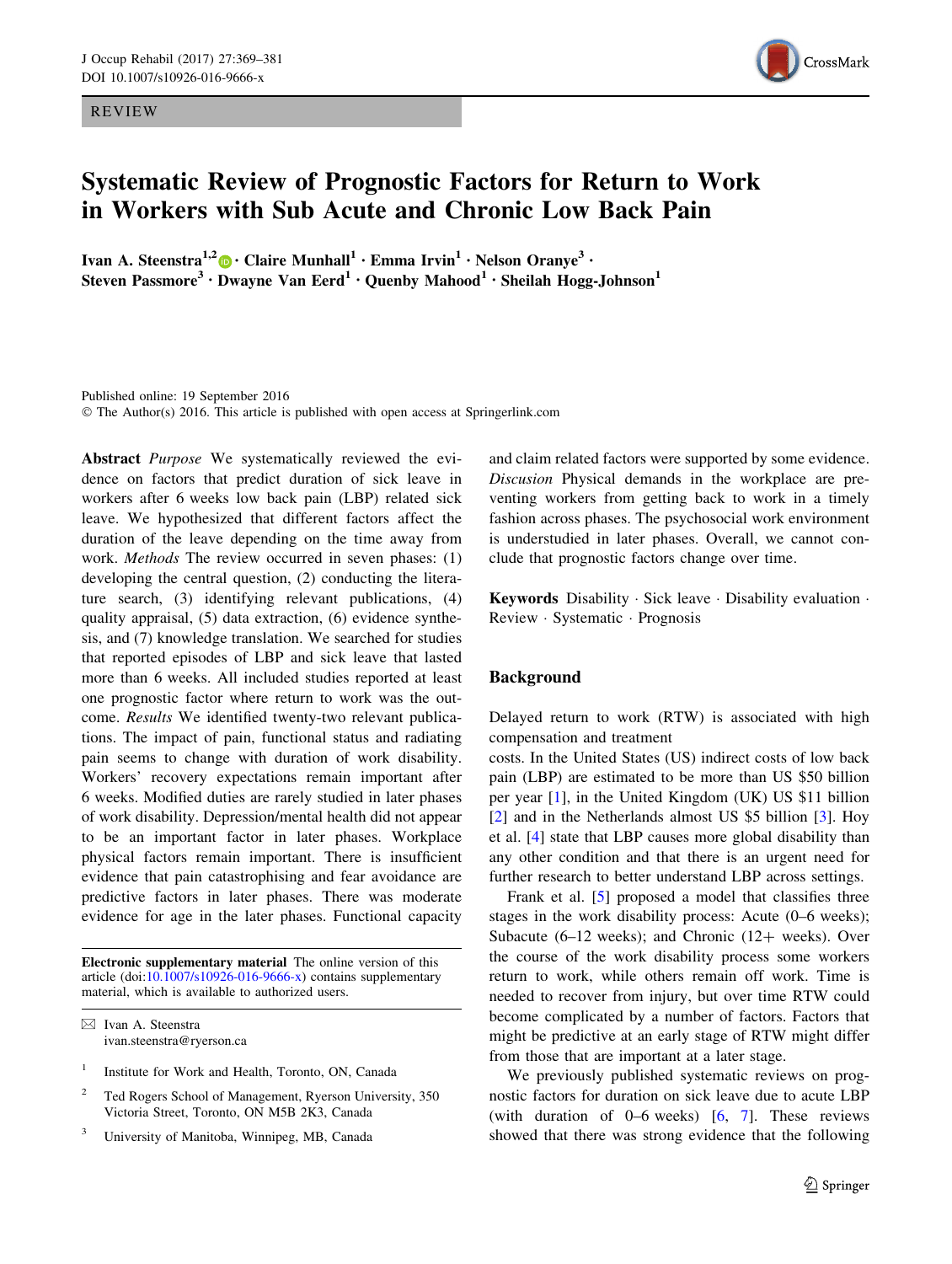REVIEW

# Systematic Review of Prognostic Factors for Return to Work in Workers with Sub Acute and Chronic Low Back Pain

**Ivan A. Steenstra[1,2] · Claire Munhall[1] · Emma Irvin[1] · Nelson Oranye[3] · Steven Passmore[3] · Dwayne Van Eerd[1] · Quenby Mahood[1] · Sheilah Hogg-Johnson[1]**

Published online: 19 September 2016
© The Author(s) 2016. This article is published with open access at Springerlink.com

**Abstract** *Purpose* We systematically reviewed the evidence on factors that predict duration of sick leave in workers after 6 weeks low back pain (LBP) related sick leave. We hypothesized that different factors affect the duration of the leave depending on the time away from work. *Methods* The review occurred in seven phases: (1) developing the central question, (2) conducting the literature search, (3) identifying relevant publications, (4) quality appraisal, (5) data extraction, (6) evidence synthesis, and (7) knowledge translation. We searched for studies that reported episodes of LBP and sick leave that lasted more than 6 weeks. All included studies reported at least one prognostic factor where return to work was the outcome. *Results* We identified twenty-two relevant publications. The impact of pain, functional status and radiating pain seems to change with duration of work disability. Workers' recovery expectations remain important after 6 weeks. Modified duties are rarely studied in later phases of work disability. Depression/mental health did not appear to be an important factor in later phases. Workplace physical factors remain important. There is insufficient evidence that pain catastrophising and fear avoidance are predictive factors in later phases. There was moderate evidence for age in the later phases. Functional capacity and claim related factors were supported by some evidence. *Discusion* Physical demands in the workplace are preventing workers from getting back to work in a timely fashion across phases. The psychosocial work environment is understudied in later phases. Overall, we cannot conclude that prognostic factors change over time.

**Keywords** Disability · Sick leave · Disability evaluation · Review · Systematic · Prognosis

**Electronic supplementary material** The online version of this article (doi:10.1007/s10926-016-9666-x) contains supplementary material, which is available to authorized users.

✉ Ivan A. Steenstra
ivan.steenstra@ryerson.ca

[1] Institute for Work and Health, Toronto, ON, Canada

[2] Ted Rogers School of Management, Ryerson University, 350 Victoria Street, Toronto, ON M5B 2K3, Canada

[3] University of Manitoba, Winnipeg, MB, Canada

## Background

Delayed return to work (RTW) is associated with high compensation and treatment costs. In the United States (US) indirect costs of low back pain (LBP) are estimated to be more than US $50 billion per year [1], in the United Kingdom (UK) US $11 billion [2] and in the Netherlands almost US $5 billion [3]. Hoy et al. [4] state that LBP causes more global disability than any other condition and that there is an urgent need for further research to better understand LBP across settings.

Frank et al. [5] proposed a model that classifies three stages in the work disability process: Acute (0–6 weeks); Subacute (6–12 weeks); and Chronic (12+ weeks). Over the course of the work disability process some workers return to work, while others remain off work. Time is needed to recover from injury, but over time RTW could become complicated by a number of factors. Factors that might be predictive at an early stage of RTW might differ from those that are important at a later stage.

We previously published systematic reviews on prognostic factors for duration on sick leave due to acute LBP (with duration of 0–6 weeks) [6, 7]. These reviews showed that there was strong evidence that the following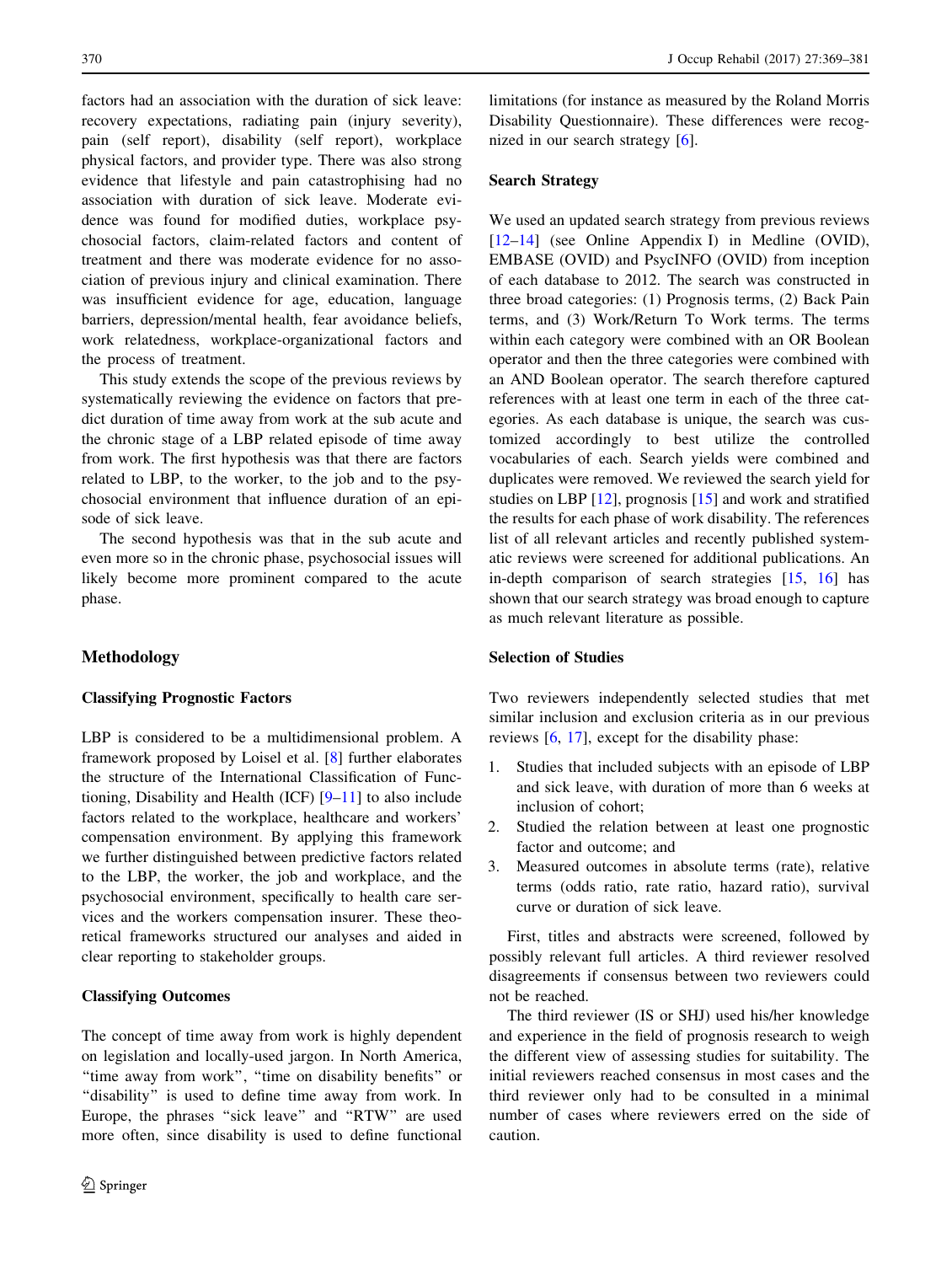factors had an association with the duration of sick leave: recovery expectations, radiating pain (injury severity), pain (self report), disability (self report), workplace physical factors, and provider type. There was also strong evidence that lifestyle and pain catastrophising had no association with duration of sick leave. Moderate evidence was found for modified duties, workplace psychosocial factors, claim-related factors and content of treatment and there was moderate evidence for no association of previous injury and clinical examination. There was insufficient evidence for age, education, language barriers, depression/mental health, fear avoidance beliefs, work relatedness, workplace-organizational factors and the process of treatment.

This study extends the scope of the previous reviews by systematically reviewing the evidence on factors that predict duration of time away from work at the sub acute and the chronic stage of a LBP related episode of time away from work. The first hypothesis was that there are factors related to LBP, to the worker, to the job and to the psychosocial environment that influence duration of an episode of sick leave.

The second hypothesis was that in the sub acute and even more so in the chronic phase, psychosocial issues will likely become more prominent compared to the acute phase.

## Methodology

### Classifying Prognostic Factors

LBP is considered to be a multidimensional problem. A framework proposed by Loisel et al. [8] further elaborates the structure of the International Classification of Functioning, Disability and Health (ICF) [9–11] to also include factors related to the workplace, healthcare and workers' compensation environment. By applying this framework we further distinguished between predictive factors related to the LBP, the worker, the job and workplace, and the psychosocial environment, specifically to health care services and the workers compensation insurer. These theoretical frameworks structured our analyses and aided in clear reporting to stakeholder groups.

### Classifying Outcomes

The concept of time away from work is highly dependent on legislation and locally-used jargon. In North America, "time away from work", "time on disability benefits" or "disability" is used to define time away from work. In Europe, the phrases "sick leave" and "RTW" are used more often, since disability is used to define functional limitations (for instance as measured by the Roland Morris Disability Questionnaire). These differences were recognized in our search strategy [6].

### Search Strategy

We used an updated search strategy from previous reviews [12–14] (see Online Appendix I) in Medline (OVID), EMBASE (OVID) and PsycINFO (OVID) from inception of each database to 2012. The search was constructed in three broad categories: (1) Prognosis terms, (2) Back Pain terms, and (3) Work/Return To Work terms. The terms within each category were combined with an OR Boolean operator and then the three categories were combined with an AND Boolean operator. The search therefore captured references with at least one term in each of the three categories. As each database is unique, the search was customized accordingly to best utilize the controlled vocabularies of each. Search yields were combined and duplicates were removed. We reviewed the search yield for studies on LBP [12], prognosis [15] and work and stratified the results for each phase of work disability. The references list of all relevant articles and recently published systematic reviews were screened for additional publications. An in-depth comparison of search strategies [15, 16] has shown that our search strategy was broad enough to capture as much relevant literature as possible.

### Selection of Studies

Two reviewers independently selected studies that met similar inclusion and exclusion criteria as in our previous reviews [6, 17], except for the disability phase:

1. Studies that included subjects with an episode of LBP and sick leave, with duration of more than 6 weeks at inclusion of cohort;
2. Studied the relation between at least one prognostic factor and outcome; and
3. Measured outcomes in absolute terms (rate), relative terms (odds ratio, rate ratio, hazard ratio), survival curve or duration of sick leave.

First, titles and abstracts were screened, followed by possibly relevant full articles. A third reviewer resolved disagreements if consensus between two reviewers could not be reached.

The third reviewer (IS or SHJ) used his/her knowledge and experience in the field of prognosis research to weigh the different view of assessing studies for suitability. The initial reviewers reached consensus in most cases and the third reviewer only had to be consulted in a minimal number of cases where reviewers erred on the side of caution.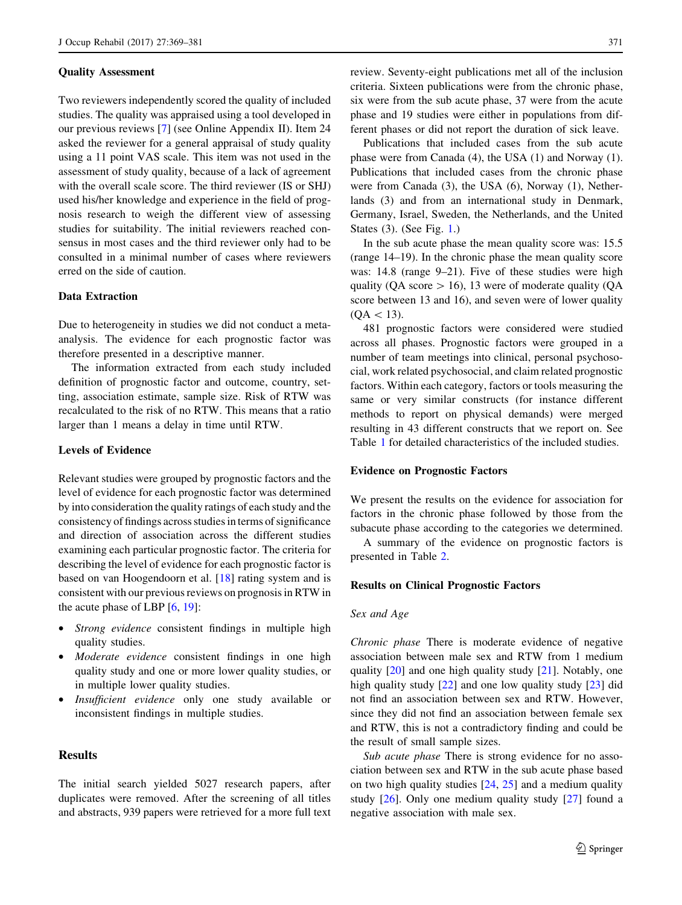### Quality Assessment

Two reviewers independently scored the quality of included studies. The quality was appraised using a tool developed in our previous reviews [7] (see Online Appendix II). Item 24 asked the reviewer for a general appraisal of study quality using a 11 point VAS scale. This item was not used in the assessment of study quality, because of a lack of agreement with the overall scale score. The third reviewer (IS or SHJ) used his/her knowledge and experience in the field of prognosis research to weigh the different view of assessing studies for suitability. The initial reviewers reached consensus in most cases and the third reviewer only had to be consulted in a minimal number of cases where reviewers erred on the side of caution.

### Data Extraction

Due to heterogeneity in studies we did not conduct a meta-analysis. The evidence for each prognostic factor was therefore presented in a descriptive manner.

The information extracted from each study included definition of prognostic factor and outcome, country, setting, association estimate, sample size. Risk of RTW was recalculated to the risk of no RTW. This means that a ratio larger than 1 means a delay in time until RTW.

### Levels of Evidence

Relevant studies were grouped by prognostic factors and the level of evidence for each prognostic factor was determined by into consideration the quality ratings of each study and the consistency of findings across studies in terms of significance and direction of association across the different studies examining each particular prognostic factor. The criteria for describing the level of evidence for each prognostic factor is based on van Hoogendoorn et al. [18] rating system and is consistent with our previous reviews on prognosis in RTW in the acute phase of LBP [6, 19]:

- *Strong evidence* consistent findings in multiple high quality studies.
- *Moderate evidence* consistent findings in one high quality study and one or more lower quality studies, or in multiple lower quality studies.
- *Insufficient evidence* only one study available or inconsistent findings in multiple studies.

## Results

The initial search yielded 5027 research papers, after duplicates were removed. After the screening of all titles and abstracts, 939 papers were retrieved for a more full text review. Seventy-eight publications met all of the inclusion criteria. Sixteen publications were from the chronic phase, six were from the sub acute phase, 37 were from the acute phase and 19 studies were either in populations from different phases or did not report the duration of sick leave.

Publications that included cases from the sub acute phase were from Canada (4), the USA (1) and Norway (1). Publications that included cases from the chronic phase were from Canada (3), the USA (6), Norway (1), Netherlands (3) and from an international study in Denmark, Germany, Israel, Sweden, the Netherlands, and the United States (3). (See Fig. 1.)

In the sub acute phase the mean quality score was: 15.5 (range 14–19). In the chronic phase the mean quality score was: 14.8 (range 9–21). Five of these studies were high quality (QA score $> 16$), 13 were of moderate quality (QA score between 13 and 16), and seven were of lower quality (QA $< 13$).

481 prognostic factors were considered were studied across all phases. Prognostic factors were grouped in a number of team meetings into clinical, personal psychosocial, work related psychosocial, and claim related prognostic factors. Within each category, factors or tools measuring the same or very similar constructs (for instance different methods to report on physical demands) were merged resulting in 43 different constructs that we report on. See Table 1 for detailed characteristics of the included studies.

### Evidence on Prognostic Factors

We present the results on the evidence for association for factors in the chronic phase followed by those from the subacute phase according to the categories we determined.

A summary of the evidence on prognostic factors is presented in Table 2.

### Results on Clinical Prognostic Factors

#### *Sex and Age*

*Chronic phase* There is moderate evidence of negative association between male sex and RTW from 1 medium quality [20] and one high quality study [21]. Notably, one high quality study [22] and one low quality study [23] did not find an association between sex and RTW. However, since they did not find an association between female sex and RTW, this is not a contradictory finding and could be the result of small sample sizes.

*Sub acute phase* There is strong evidence for no association between sex and RTW in the sub acute phase based on two high quality studies [24, 25] and a medium quality study [26]. Only one medium quality study [27] found a negative association with male sex.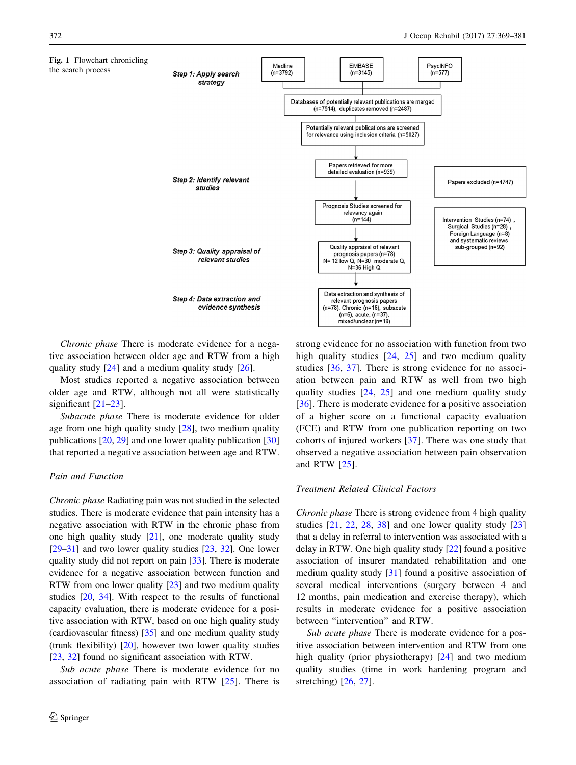**Fig. 1** Flowchart chronicling the search process

*Step 1: Apply search strategy*

- Medline (n=3792)
- EMBASE (n=3145)
- PsycINFO (n=577)

Databases of potentially relevant publications are merged (n=7514), duplicates removed (n=2487)

Potentially relevant publications are screened for relevance using inclusion criteria (n=5027)

*Step 2: Identify relevant studies*

Papers retrieved for more detailed evaluation (n=939)

Papers excluded (n=4747)

Prognosis Studies screened for relevancy again (n=144)

Intervention Studies (n=74), Surgical Studies (n=28), Foreign Language (n=8) and systematic reviews sub-grouped (n=92)

*Step 3: Quality appraisal of relevant studies*

Quality appraisal of relevant prognosis papers (n=78) N= 12 low Q, N=30 moderate Q, N=36 High Q

*Step 4: Data extraction and evidence synthesis*

Data extraction and synthesis of relevant prognosis papers (n=78). Chronic (n=16), subacute (n=6), acute, (n=37), mixed/unclear (n=19)

*Chronic phase* There is moderate evidence for a negative association between older age and RTW from a high quality study [24] and a medium quality study [26].

Most studies reported a negative association between older age and RTW, although not all were statistically significant [21–23].

*Subacute phase* There is moderate evidence for older age from one high quality study [28], two medium quality publications [20, 29] and one lower quality publication [30] that reported a negative association between age and RTW.

### *Pain and Function*

*Chronic phase* Radiating pain was not studied in the selected studies. There is moderate evidence that pain intensity has a negative association with RTW in the chronic phase from one high quality study [21], one moderate quality study [29–31] and two lower quality studies [23, 32]. One lower quality study did not report on pain [33]. There is moderate evidence for a negative association between function and RTW from one lower quality [23] and two medium quality studies [20, 34]. With respect to the results of functional capacity evaluation, there is moderate evidence for a positive association with RTW, based on one high quality study (cardiovascular fitness) [35] and one medium quality study (trunk flexibility) [20], however two lower quality studies [23, 32] found no significant association with RTW.

*Sub acute phase* There is moderate evidence for no association of radiating pain with RTW [25]. There is strong evidence for no association with function from two high quality studies [24, 25] and two medium quality studies [36, 37]. There is strong evidence for no association between pain and RTW as well from two high quality studies [24, 25] and one medium quality study [36]. There is moderate evidence for a positive association of a higher score on a functional capacity evaluation (FCE) and RTW from one publication reporting on two cohorts of injured workers [37]. There was one study that observed a negative association between pain observation and RTW [25].

### *Treatment Related Clinical Factors*

*Chronic phase* There is strong evidence from 4 high quality studies [21, 22, 28, 38] and one lower quality study [23] that a delay in referral to intervention was associated with a delay in RTW. One high quality study [22] found a positive association of insurer mandated rehabilitation and one medium quality study [31] found a positive association of several medical interventions (surgery between 4 and 12 months, pain medication and exercise therapy), which results in moderate evidence for a positive association between "intervention" and RTW.

*Sub acute phase* There is moderate evidence for a positive association between intervention and RTW from one high quality (prior physiotherapy) [24] and two medium quality studies (time in work hardening program and stretching) [26, 27].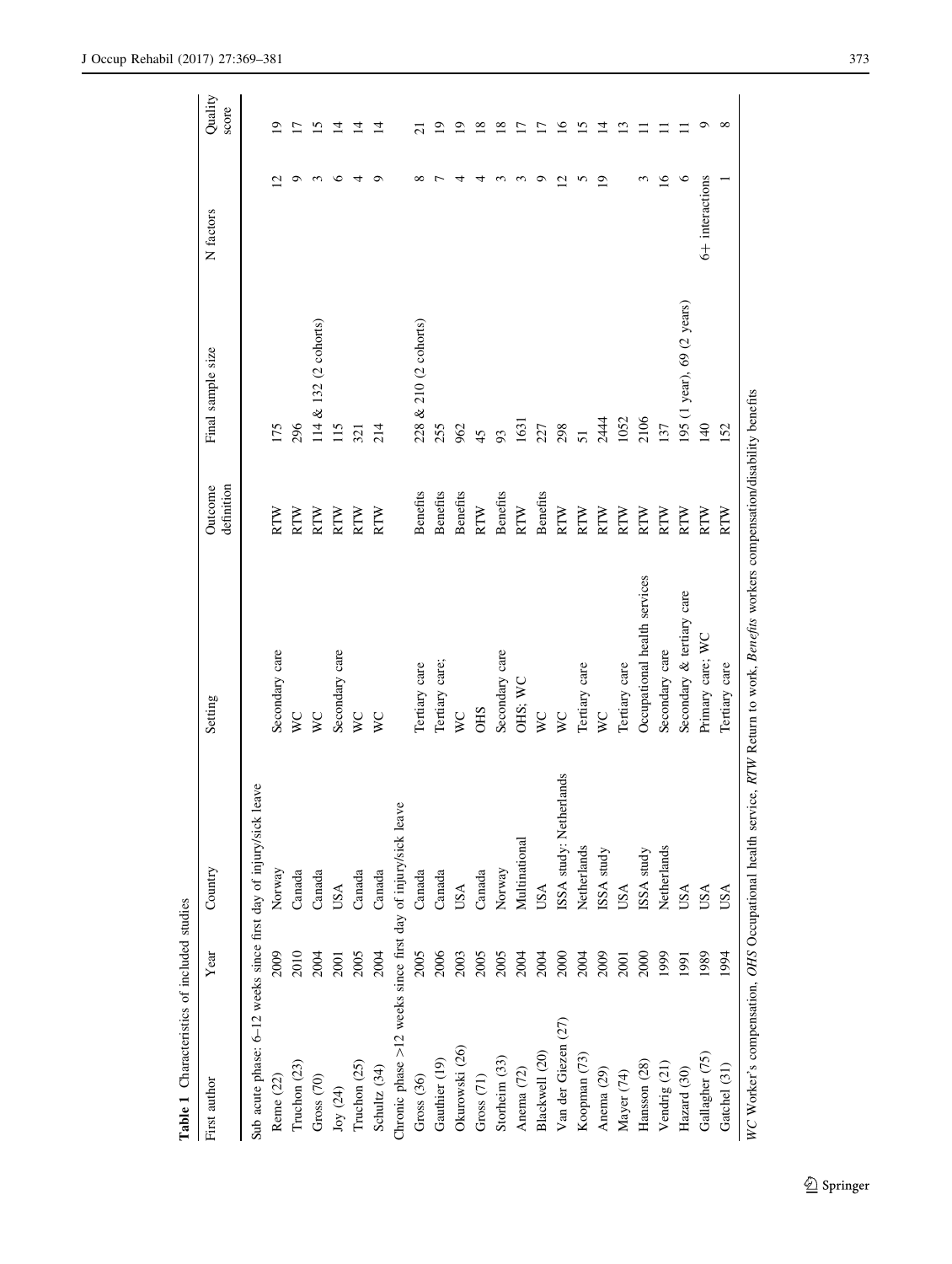**Table 1** Characteristics of included studies

| First author | Year | Country | Setting | Outcome definition | Final sample size | N factors | Quality score |
|---|---|---|---|---|---|---|---|
| Sub acute phase: 6–12 weeks since first day of injury/sick leave | | | | | | | |
| Reme (22) | 2009 | Norway | Secondary care | RTW | 175 | 12 | 19 |
| Truchon (23) | 2010 | Canada | WC | RTW | 296 | 9 | 17 |
| Gross (70) | 2004 | Canada | WC | RTW | 114 & 132 (2 cohorts) | 3 | 15 |
| Joy (24) | 2001 | USA | Secondary care | RTW | 115 | 6 | 14 |
| Truchon (25) | 2005 | Canada | WC | RTW | 321 | 4 | 14 |
| Schultz (34) | 2004 | Canada | WC | RTW | 214 | 9 | 14 |
| Chronic phase >12 weeks since first day of injury/sick leave | | | | | | | |
| Gross (36) | 2005 | Canada | Tertiary care | Benefits | 228 & 210 (2 cohorts) | 8 | 21 |
| Gauthier (19) | 2006 | Canada | Tertiary care; | Benefits | 255 | 7 | 19 |
| Okurowski (26) | 2003 | USA | WC | Benefits | 962 | 4 | 19 |
| Gross (71) | 2005 | Canada | OHS | RTW | 45 | 4 | 18 |
| Storheim (33) | 2005 | Norway | Secondary care | Benefits | 93 | 3 | 18 |
| Anema (72) | 2004 | Multinational | OHS; WC | RTW | 1631 | 3 | 17 |
| Blackwell (20) | 2004 | USA | WC | Benefits | 227 | 9 | 17 |
| Van der Giezen (27) | 2000 | ISSA study: Netherlands | WC | RTW | 298 | 12 | 16 |
| Koopman (73) | 2004 | Netherlands | Tertiary care | RTW | 51 | 5 | 15 |
| Anema (29) | 2009 | ISSA study | WC | RTW | 2444 | 19 | 14 |
| Mayer (74) | 2001 | USA | Tertiary care | RTW | 1052 | | 13 |
| Hansson (28) | 2000 | ISSA study | Occupational health services | RTW | 2106 | 3 | 11 |
| Vendrig (21) | 1999 | Netherlands | Secondary care | RTW | 137 | 16 | 11 |
| Hazard (30) | 1991 | USA | Secondary & tertiary care | RTW | 195 (1 year), 69 (2 years) | 6 | 11 |
| Gallagher (75) | 1989 | USA | Primary care; WC | RTW | 140 | 6+ interactions | 9 |
| Gatchel (31) | 1994 | USA | Tertiary care | RTW | 152 | 1 | 8 |

*WC* Worker's compensation, *OHS* Occupational health service, *RTW* Return to work, *Benefits* workers compensation/disability benefits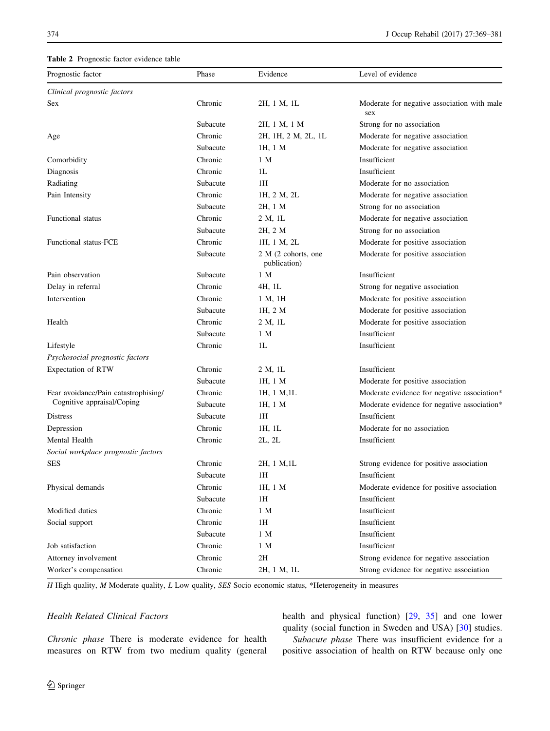**Table 2** Prognostic factor evidence table

| Prognostic factor | Phase | Evidence | Level of evidence |
|---|---|---|---|
| *Clinical prognostic factors* | | | |
| Sex | Chronic | 2H, 1 M, 1L | Moderate for negative association with male sex |
| | Subacute | 2H, 1 M, 1 M | Strong for no association |
| Age | Chronic | 2H, 1H, 2 M, 2L, 1L | Moderate for negative association |
| | Subacute | 1H, 1 M | Moderate for negative association |
| Comorbidity | Chronic | 1 M | Insufficient |
| Diagnosis | Chronic | 1L | Insufficient |
| Radiating | Subacute | 1H | Moderate for no association |
| Pain Intensity | Chronic | 1H, 2 M, 2L | Moderate for negative association |
| | Subacute | 2H, 1 M | Strong for no association |
| Functional status | Chronic | 2 M, 1L | Moderate for negative association |
| | Subacute | 2H, 2 M | Strong for no association |
| Functional status-FCE | Chronic | 1H, 1 M, 2L | Moderate for positive association |
| | Subacute | 2 M (2 cohorts, one publication) | Moderate for positive association |
| Pain observation | Subacute | 1 M | Insufficient |
| Delay in referral | Chronic | 4H, 1L | Strong for negative association |
| Intervention | Chronic | 1 M, 1H | Moderate for positive association |
| | Subacute | 1H, 2 M | Moderate for positive association |
| Health | Chronic | 2 M, 1L | Moderate for positive association |
| | Subacute | 1 M | Insufficient |
| Lifestyle | Chronic | 1L | Insufficient |
| *Psychosocial prognostic factors* | | | |
| Expectation of RTW | Chronic | 2 M, 1L | Insufficient |
| | Subacute | 1H, 1 M | Moderate for positive association |
| Fear avoidance/Pain catastrophising/ Cognitive appraisal/Coping | Chronic | 1H, 1 M,1L | Moderate evidence for negative association* |
| | Subacute | 1H, 1 M | Moderate evidence for negative association* |
| Distress | Subacute | 1H | Insufficient |
| Depression | Chronic | 1H, 1L | Moderate for no association |
| Mental Health | Chronic | 2L, 2L | Insufficient |
| *Social workplace prognostic factors* | | | |
| SES | Chronic | 2H, 1 M,1L | Strong evidence for positive association |
| | Subacute | 1H | Insufficient |
| Physical demands | Chronic | 1H, 1 M | Moderate evidence for positive association |
| | Subacute | 1H | Insufficient |
| Modified duties | Chronic | 1 M | Insufficient |
| Social support | Chronic | 1H | Insufficient |
| | Subacute | 1 M | Insufficient |
| Job satisfaction | Chronic | 1 M | Insufficient |
| Attorney involvement | Chronic | 2H | Strong evidence for negative association |
| Worker's compensation | Chronic | 2H, 1 M, 1L | Strong evidence for negative association |

*H* High quality, *M* Moderate quality, *L* Low quality, *SES* Socio economic status, *Heterogeneity in measures

### Health Related Clinical Factors

*Chronic phase* There is moderate evidence for health measures on RTW from two medium quality (general health and physical function) [29, 35] and one lower quality (social function in Sweden and USA) [30] studies.

*Subacute phase* There was insufficient evidence for a positive association of health on RTW because only one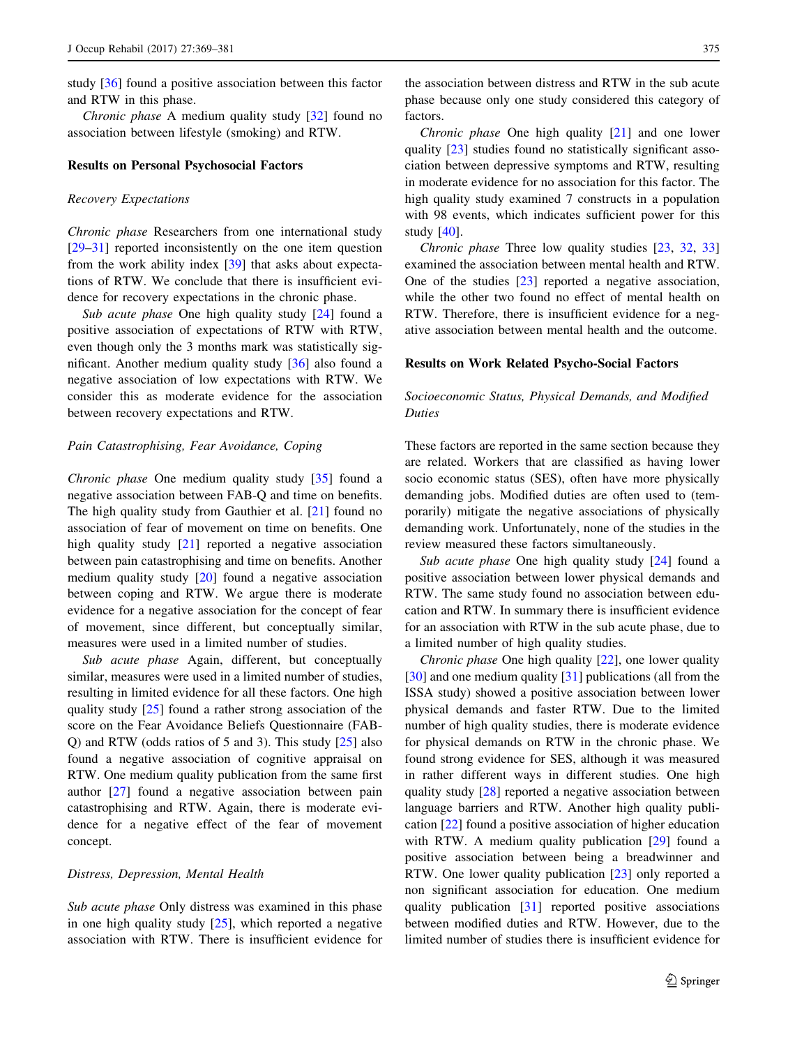study [36] found a positive association between this factor and RTW in this phase.

*Chronic phase* A medium quality study [32] found no association between lifestyle (smoking) and RTW.

## Results on Personal Psychosocial Factors

### *Recovery Expectations*

*Chronic phase* Researchers from one international study [29–31] reported inconsistently on the one item question from the work ability index [39] that asks about expectations of RTW. We conclude that there is insufficient evidence for recovery expectations in the chronic phase.

*Sub acute phase* One high quality study [24] found a positive association of expectations of RTW with RTW, even though only the 3 months mark was statistically significant. Another medium quality study [36] also found a negative association of low expectations with RTW. We consider this as moderate evidence for the association between recovery expectations and RTW.

### *Pain Catastrophising, Fear Avoidance, Coping*

*Chronic phase* One medium quality study [35] found a negative association between FAB-Q and time on benefits. The high quality study from Gauthier et al. [21] found no association of fear of movement on time on benefits. One high quality study [21] reported a negative association between pain catastrophising and time on benefits. Another medium quality study [20] found a negative association between coping and RTW. We argue there is moderate evidence for a negative association for the concept of fear of movement, since different, but conceptually similar, measures were used in a limited number of studies.

*Sub acute phase* Again, different, but conceptually similar, measures were used in a limited number of studies, resulting in limited evidence for all these factors. One high quality study [25] found a rather strong association of the score on the Fear Avoidance Beliefs Questionnaire (FAB-Q) and RTW (odds ratios of 5 and 3). This study [25] also found a negative association of cognitive appraisal on RTW. One medium quality publication from the same first author [27] found a negative association between pain catastrophising and RTW. Again, there is moderate evidence for a negative effect of the fear of movement concept.

### *Distress, Depression, Mental Health*

*Sub acute phase* Only distress was examined in this phase in one high quality study [25], which reported a negative association with RTW. There is insufficient evidence for the association between distress and RTW in the sub acute phase because only one study considered this category of factors.

*Chronic phase* One high quality [21] and one lower quality [23] studies found no statistically significant association between depressive symptoms and RTW, resulting in moderate evidence for no association for this factor. The high quality study examined 7 constructs in a population with 98 events, which indicates sufficient power for this study [40].

*Chronic phase* Three low quality studies [23, 32, 33] examined the association between mental health and RTW. One of the studies [23] reported a negative association, while the other two found no effect of mental health on RTW. Therefore, there is insufficient evidence for a negative association between mental health and the outcome.

## Results on Work Related Psycho-Social Factors

### *Socioeconomic Status, Physical Demands, and Modified Duties*

These factors are reported in the same section because they are related. Workers that are classified as having lower socio economic status (SES), often have more physically demanding jobs. Modified duties are often used to (temporarily) mitigate the negative associations of physically demanding work. Unfortunately, none of the studies in the review measured these factors simultaneously.

*Sub acute phase* One high quality study [24] found a positive association between lower physical demands and RTW. The same study found no association between education and RTW. In summary there is insufficient evidence for an association with RTW in the sub acute phase, due to a limited number of high quality studies.

*Chronic phase* One high quality [22], one lower quality [30] and one medium quality [31] publications (all from the ISSA study) showed a positive association between lower physical demands and faster RTW. Due to the limited number of high quality studies, there is moderate evidence for physical demands on RTW in the chronic phase. We found strong evidence for SES, although it was measured in rather different ways in different studies. One high quality study [28] reported a negative association between language barriers and RTW. Another high quality publication [22] found a positive association of higher education with RTW. A medium quality publication [29] found a positive association between being a breadwinner and RTW. One lower quality publication [23] only reported a non significant association for education. One medium quality publication [31] reported positive associations between modified duties and RTW. However, due to the limited number of studies there is insufficient evidence for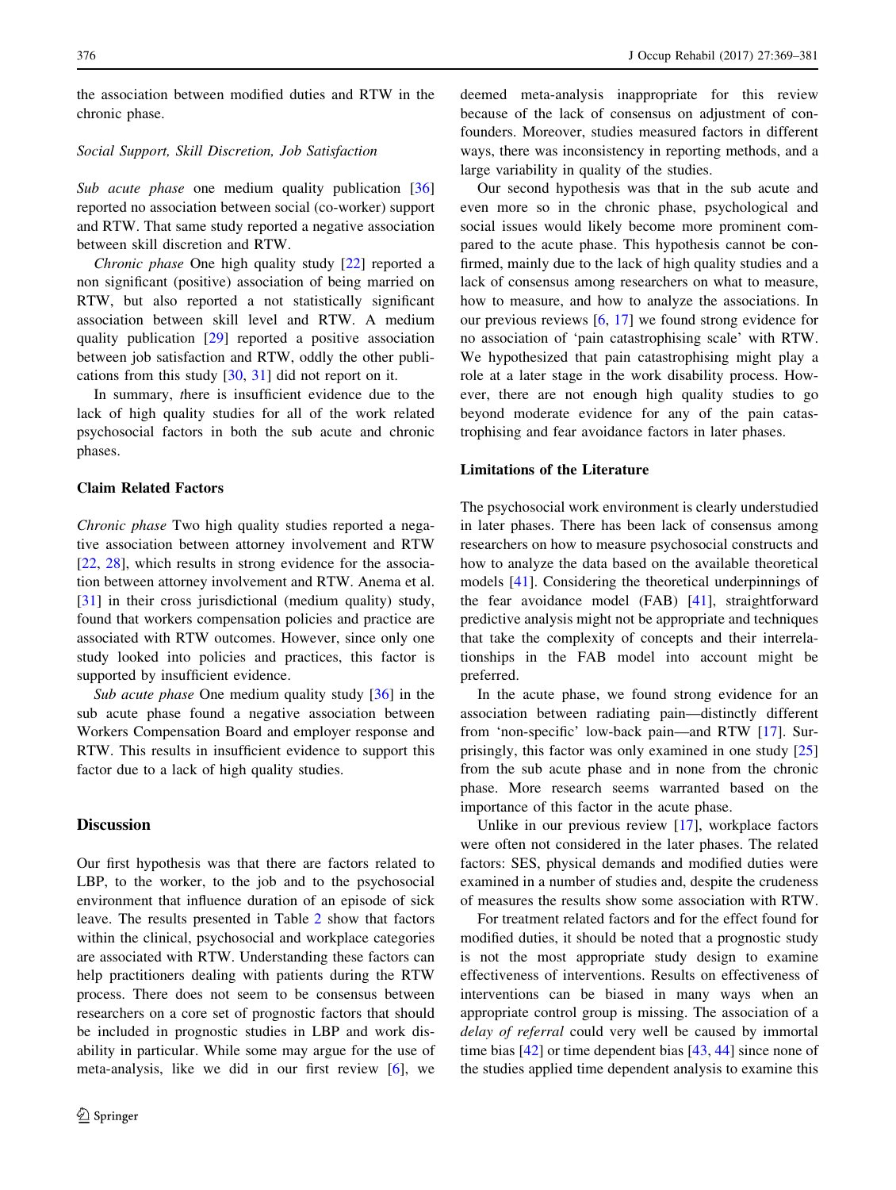the association between modified duties and RTW in the chronic phase.

*Social Support, Skill Discretion, Job Satisfaction*

*Sub acute phase* one medium quality publication [36] reported no association between social (co-worker) support and RTW. That same study reported a negative association between skill discretion and RTW.

*Chronic phase* One high quality study [22] reported a non significant (positive) association of being married on RTW, but also reported a not statistically significant association between skill level and RTW. A medium quality publication [29] reported a positive association between job satisfaction and RTW, oddly the other publications from this study [30, 31] did not report on it.

In summary, *t*here is insufficient evidence due to the lack of high quality studies for all of the work related psychosocial factors in both the sub acute and chronic phases.

### Claim Related Factors

*Chronic phase* Two high quality studies reported a negative association between attorney involvement and RTW [22, 28], which results in strong evidence for the association between attorney involvement and RTW. Anema et al. [31] in their cross jurisdictional (medium quality) study, found that workers compensation policies and practice are associated with RTW outcomes. However, since only one study looked into policies and practices, this factor is supported by insufficient evidence.

*Sub acute phase* One medium quality study [36] in the sub acute phase found a negative association between Workers Compensation Board and employer response and RTW. This results in insufficient evidence to support this factor due to a lack of high quality studies.

## Discussion

Our first hypothesis was that there are factors related to LBP, to the worker, to the job and to the psychosocial environment that influence duration of an episode of sick leave. The results presented in Table 2 show that factors within the clinical, psychosocial and workplace categories are associated with RTW. Understanding these factors can help practitioners dealing with patients during the RTW process. There does not seem to be consensus between researchers on a core set of prognostic factors that should be included in prognostic studies in LBP and work disability in particular. While some may argue for the use of meta-analysis, like we did in our first review [6], we deemed meta-analysis inappropriate for this review because of the lack of consensus on adjustment of confounders. Moreover, studies measured factors in different ways, there was inconsistency in reporting methods, and a large variability in quality of the studies.

Our second hypothesis was that in the sub acute and even more so in the chronic phase, psychological and social issues would likely become more prominent compared to the acute phase. This hypothesis cannot be confirmed, mainly due to the lack of high quality studies and a lack of consensus among researchers on what to measure, how to measure, and how to analyze the associations. In our previous reviews [6, 17] we found strong evidence for no association of 'pain catastrophising scale' with RTW. We hypothesized that pain catastrophising might play a role at a later stage in the work disability process. However, there are not enough high quality studies to go beyond moderate evidence for any of the pain catastrophising and fear avoidance factors in later phases.

### Limitations of the Literature

The psychosocial work environment is clearly understudied in later phases. There has been lack of consensus among researchers on how to measure psychosocial constructs and how to analyze the data based on the available theoretical models [41]. Considering the theoretical underpinnings of the fear avoidance model (FAB) [41], straightforward predictive analysis might not be appropriate and techniques that take the complexity of concepts and their interrelationships in the FAB model into account might be preferred.

In the acute phase, we found strong evidence for an association between radiating pain—distinctly different from 'non-specific' low-back pain—and RTW [17]. Surprisingly, this factor was only examined in one study [25] from the sub acute phase and in none from the chronic phase. More research seems warranted based on the importance of this factor in the acute phase.

Unlike in our previous review [17], workplace factors were often not considered in the later phases. The related factors: SES, physical demands and modified duties were examined in a number of studies and, despite the crudeness of measures the results show some association with RTW.

For treatment related factors and for the effect found for modified duties, it should be noted that a prognostic study is not the most appropriate study design to examine effectiveness of interventions. Results on effectiveness of interventions can be biased in many ways when an appropriate control group is missing. The association of a *delay of referral* could very well be caused by immortal time bias [42] or time dependent bias [43, 44] since none of the studies applied time dependent analysis to examine this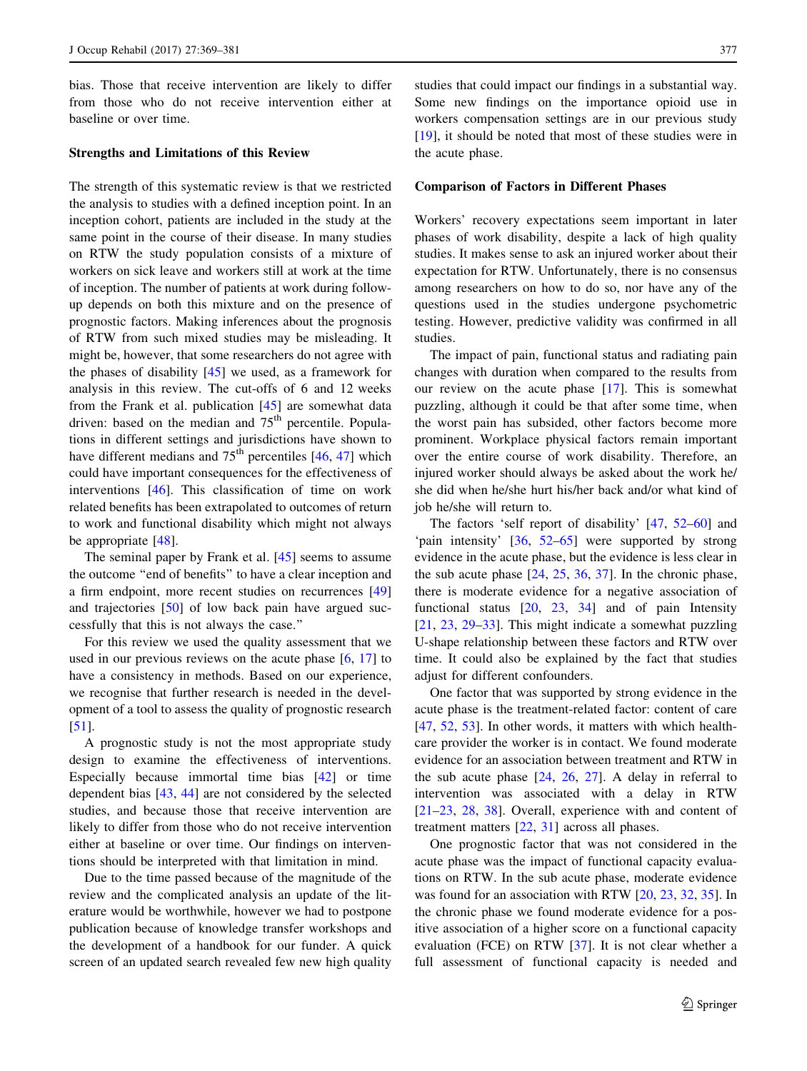bias. Those that receive intervention are likely to differ from those who do not receive intervention either at baseline or over time.

### Strengths and Limitations of this Review

The strength of this systematic review is that we restricted the analysis to studies with a defined inception point. In an inception cohort, patients are included in the study at the same point in the course of their disease. In many studies on RTW the study population consists of a mixture of workers on sick leave and workers still at work at the time of inception. The number of patients at work during follow-up depends on both this mixture and on the presence of prognostic factors. Making inferences about the prognosis of RTW from such mixed studies may be misleading. It might be, however, that some researchers do not agree with the phases of disability [45] we used, as a framework for analysis in this review. The cut-offs of 6 and 12 weeks from the Frank et al. publication [45] are somewhat data driven: based on the median and 75th percentile. Populations in different settings and jurisdictions have shown to have different medians and 75th percentiles [46, 47] which could have important consequences for the effectiveness of interventions [46]. This classification of time on work related benefits has been extrapolated to outcomes of return to work and functional disability which might not always be appropriate [48].

The seminal paper by Frank et al. [45] seems to assume the outcome "end of benefits" to have a clear inception and a firm endpoint, more recent studies on recurrences [49] and trajectories [50] of low back pain have argued successfully that this is not always the case."

For this review we used the quality assessment that we used in our previous reviews on the acute phase [6, 17] to have a consistency in methods. Based on our experience, we recognise that further research is needed in the development of a tool to assess the quality of prognostic research [51].

A prognostic study is not the most appropriate study design to examine the effectiveness of interventions. Especially because immortal time bias [42] or time dependent bias [43, 44] are not considered by the selected studies, and because those that receive intervention are likely to differ from those who do not receive intervention either at baseline or over time. Our findings on interventions should be interpreted with that limitation in mind.

Due to the time passed because of the magnitude of the review and the complicated analysis an update of the literature would be worthwhile, however we had to postpone publication because of knowledge transfer workshops and the development of a handbook for our funder. A quick screen of an updated search revealed few new high quality studies that could impact our findings in a substantial way. Some new findings on the importance opioid use in workers compensation settings are in our previous study [19], it should be noted that most of these studies were in the acute phase.

### Comparison of Factors in Different Phases

Workers' recovery expectations seem important in later phases of work disability, despite a lack of high quality studies. It makes sense to ask an injured worker about their expectation for RTW. Unfortunately, there is no consensus among researchers on how to do so, nor have any of the questions used in the studies undergone psychometric testing. However, predictive validity was confirmed in all studies.

The impact of pain, functional status and radiating pain changes with duration when compared to the results from our review on the acute phase [17]. This is somewhat puzzling, although it could be that after some time, when the worst pain has subsided, other factors become more prominent. Workplace physical factors remain important over the entire course of work disability. Therefore, an injured worker should always be asked about the work he/she did when he/she hurt his/her back and/or what kind of job he/she will return to.

The factors 'self report of disability' [47, 52–60] and 'pain intensity' [36, 52–65] were supported by strong evidence in the acute phase, but the evidence is less clear in the sub acute phase [24, 25, 36, 37]. In the chronic phase, there is moderate evidence for a negative association of functional status [20, 23, 34] and of pain Intensity [21, 23, 29–33]. This might indicate a somewhat puzzling U-shape relationship between these factors and RTW over time. It could also be explained by the fact that studies adjust for different confounders.

One factor that was supported by strong evidence in the acute phase is the treatment-related factor: content of care [47, 52, 53]. In other words, it matters with which healthcare provider the worker is in contact. We found moderate evidence for an association between treatment and RTW in the sub acute phase [24, 26, 27]. A delay in referral to intervention was associated with a delay in RTW [21–23, 28, 38]. Overall, experience with and content of treatment matters [22, 31] across all phases.

One prognostic factor that was not considered in the acute phase was the impact of functional capacity evaluations on RTW. In the sub acute phase, moderate evidence was found for an association with RTW [20, 23, 32, 35]. In the chronic phase we found moderate evidence for a positive association of a higher score on a functional capacity evaluation (FCE) on RTW [37]. It is not clear whether a full assessment of functional capacity is needed and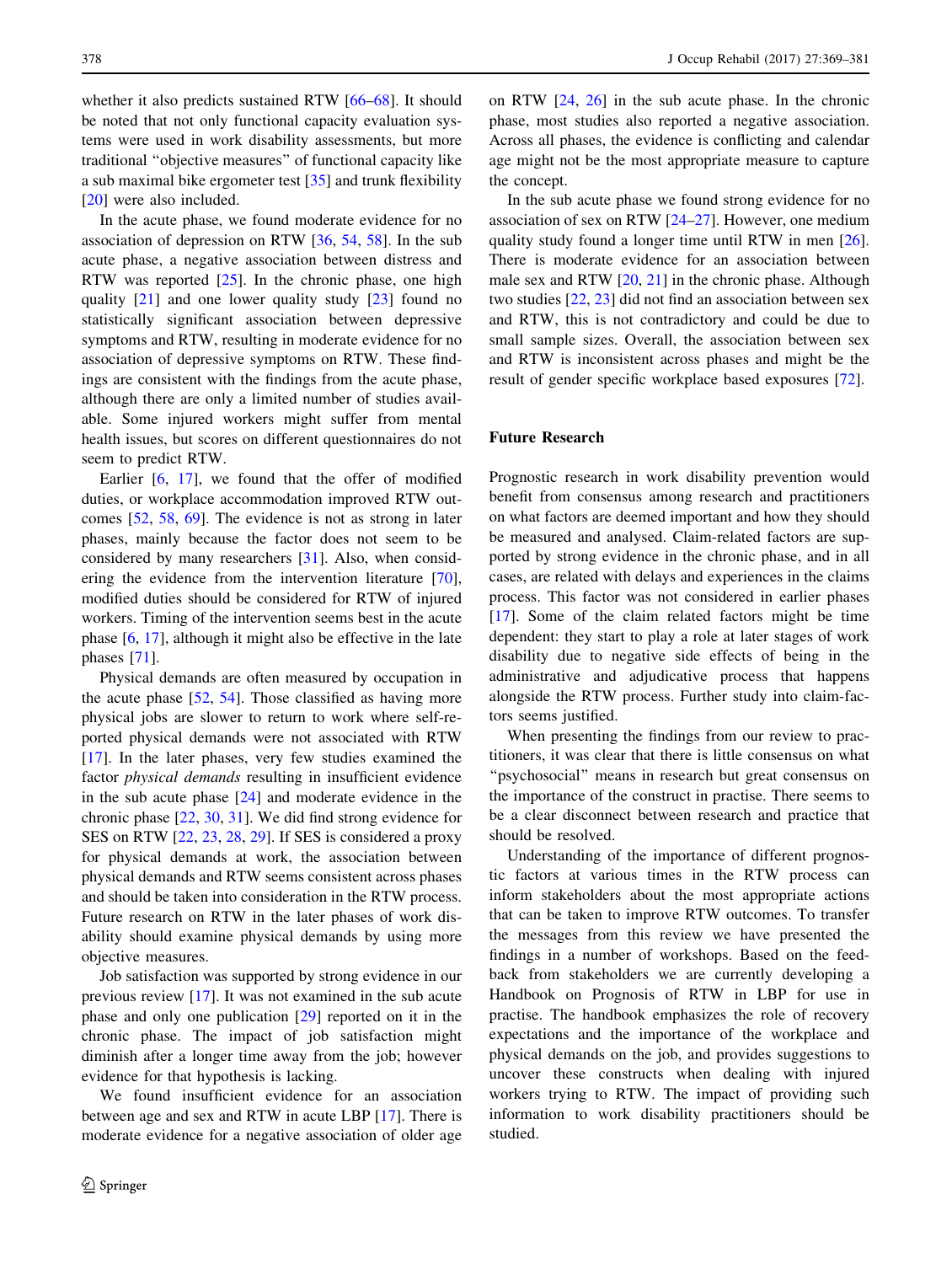whether it also predicts sustained RTW [66–68]. It should be noted that not only functional capacity evaluation systems were used in work disability assessments, but more traditional "objective measures" of functional capacity like a sub maximal bike ergometer test [35] and trunk flexibility [20] were also included.

In the acute phase, we found moderate evidence for no association of depression on RTW [36, 54, 58]. In the sub acute phase, a negative association between distress and RTW was reported [25]. In the chronic phase, one high quality [21] and one lower quality study [23] found no statistically significant association between depressive symptoms and RTW, resulting in moderate evidence for no association of depressive symptoms on RTW. These findings are consistent with the findings from the acute phase, although there are only a limited number of studies available. Some injured workers might suffer from mental health issues, but scores on different questionnaires do not seem to predict RTW.

Earlier [6, 17], we found that the offer of modified duties, or workplace accommodation improved RTW outcomes [52, 58, 69]. The evidence is not as strong in later phases, mainly because the factor does not seem to be considered by many researchers [31]. Also, when considering the evidence from the intervention literature [70], modified duties should be considered for RTW of injured workers. Timing of the intervention seems best in the acute phase [6, 17], although it might also be effective in the late phases [71].

Physical demands are often measured by occupation in the acute phase [52, 54]. Those classified as having more physical jobs are slower to return to work where self-reported physical demands were not associated with RTW [17]. In the later phases, very few studies examined the factor *physical demands* resulting in insufficient evidence in the sub acute phase [24] and moderate evidence in the chronic phase [22, 30, 31]. We did find strong evidence for SES on RTW [22, 23, 28, 29]. If SES is considered a proxy for physical demands at work, the association between physical demands and RTW seems consistent across phases and should be taken into consideration in the RTW process. Future research on RTW in the later phases of work disability should examine physical demands by using more objective measures.

Job satisfaction was supported by strong evidence in our previous review [17]. It was not examined in the sub acute phase and only one publication [29] reported on it in the chronic phase. The impact of job satisfaction might diminish after a longer time away from the job; however evidence for that hypothesis is lacking.

We found insufficient evidence for an association between age and sex and RTW in acute LBP [17]. There is moderate evidence for a negative association of older age on RTW [24, 26] in the sub acute phase. In the chronic phase, most studies also reported a negative association. Across all phases, the evidence is conflicting and calendar age might not be the most appropriate measure to capture the concept.

In the sub acute phase we found strong evidence for no association of sex on RTW [24–27]. However, one medium quality study found a longer time until RTW in men [26]. There is moderate evidence for an association between male sex and RTW [20, 21] in the chronic phase. Although two studies [22, 23] did not find an association between sex and RTW, this is not contradictory and could be due to small sample sizes. Overall, the association between sex and RTW is inconsistent across phases and might be the result of gender specific workplace based exposures [72].

## Future Research

Prognostic research in work disability prevention would benefit from consensus among research and practitioners on what factors are deemed important and how they should be measured and analysed. Claim-related factors are supported by strong evidence in the chronic phase, and in all cases, are related with delays and experiences in the claims process. This factor was not considered in earlier phases [17]. Some of the claim related factors might be time dependent: they start to play a role at later stages of work disability due to negative side effects of being in the administrative and adjudicative process that happens alongside the RTW process. Further study into claim-factors seems justified.

When presenting the findings from our review to practitioners, it was clear that there is little consensus on what "psychosocial" means in research but great consensus on the importance of the construct in practise. There seems to be a clear disconnect between research and practice that should be resolved.

Understanding of the importance of different prognostic factors at various times in the RTW process can inform stakeholders about the most appropriate actions that can be taken to improve RTW outcomes. To transfer the messages from this review we have presented the findings in a number of workshops. Based on the feedback from stakeholders we are currently developing a Handbook on Prognosis of RTW in LBP for use in practise. The handbook emphasizes the role of recovery expectations and the importance of the workplace and physical demands on the job, and provides suggestions to uncover these constructs when dealing with injured workers trying to RTW. The impact of providing such information to work disability practitioners should be studied.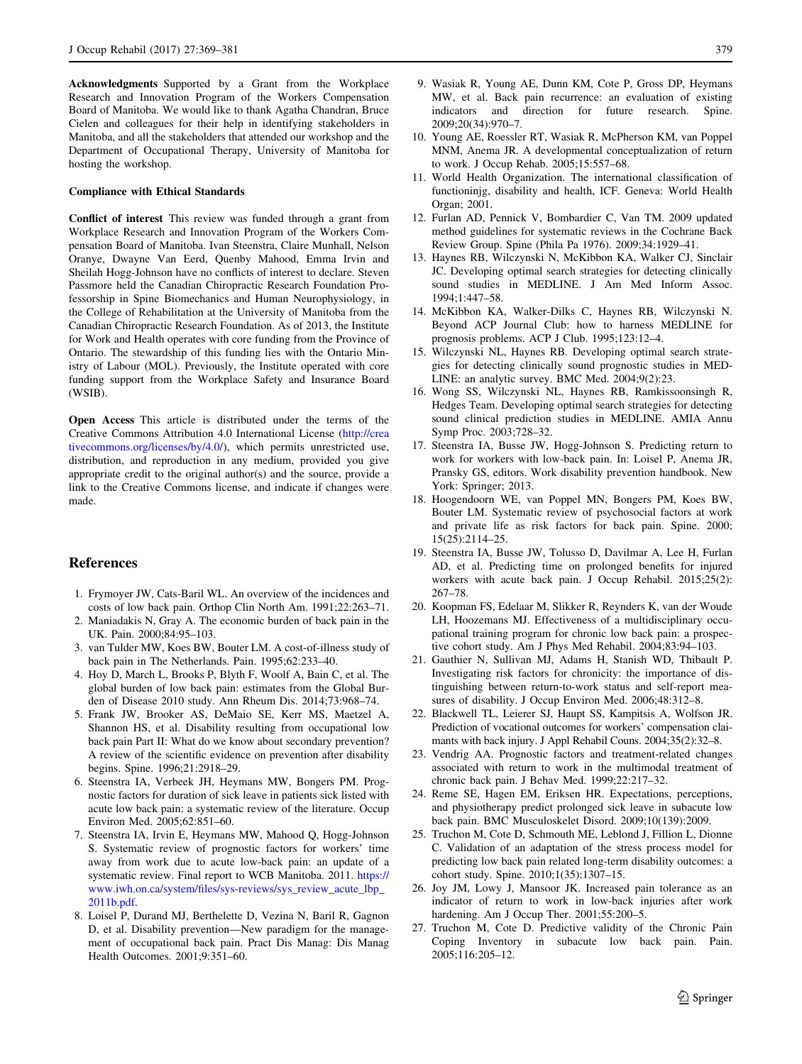**Acknowledgments** Supported by a Grant from the Workplace Research and Innovation Program of the Workers Compensation Board of Manitoba. We would like to thank Agatha Chandran, Bruce Cielen and colleagues for their help in identifying stakeholders in Manitoba, and all the stakeholders that attended our workshop and the Department of Occupational Therapy, University of Manitoba for hosting the workshop.

**Compliance with Ethical Standards**

**Conflict of interest** This review was funded through a grant from Workplace Research and Innovation Program of the Workers Compensation Board of Manitoba. Ivan Steenstra, Claire Munhall, Nelson Oranye, Dwayne Van Eerd, Quenby Mahood, Emma Irvin and Sheilah Hogg-Johnson have no conflicts of interest to declare. Steven Passmore held the Canadian Chiropractic Research Foundation Professorship in Spine Biomechanics and Human Neurophysiology, in the College of Rehabilitation at the University of Manitoba from the Canadian Chiropractic Research Foundation. As of 2013, the Institute for Work and Health operates with core funding from the Province of Ontario. The stewardship of this funding lies with the Ontario Ministry of Labour (MOL). Previously, the Institute operated with core funding support from the Workplace Safety and Insurance Board (WSIB).

**Open Access** This article is distributed under the terms of the Creative Commons Attribution 4.0 International License (http://creativecommons.org/licenses/by/4.0/), which permits unrestricted use, distribution, and reproduction in any medium, provided you give appropriate credit to the original author(s) and the source, provide a link to the Creative Commons license, and indicate if changes were made.

## References

1. Frymoyer JW, Cats-Baril WL. An overview of the incidences and costs of low back pain. Orthop Clin North Am. 1991;22:263–71.
2. Maniadakis N, Gray A. The economic burden of back pain in the UK. Pain. 2000;84:95–103.
3. van Tulder MW, Koes BW, Bouter LM. A cost-of-illness study of back pain in The Netherlands. Pain. 1995;62:233–40.
4. Hoy D, March L, Brooks P, Blyth F, Woolf A, Bain C, et al. The global burden of low back pain: estimates from the Global Burden of Disease 2010 study. Ann Rheum Dis. 2014;73:968–74.
5. Frank JW, Brooker AS, DeMaio SE, Kerr MS, Maetzel A, Shannon HS, et al. Disability resulting from occupational low back pain Part II: What do we know about secondary prevention? A review of the scientific evidence on prevention after disability begins. Spine. 1996;21:2918–29.
6. Steenstra IA, Verbeek JH, Heymans MW, Bongers PM. Prognostic factors for duration of sick leave in patients sick listed with acute low back pain: a systematic review of the literature. Occup Environ Med. 2005;62:851–60.
7. Steenstra IA, Irvin E, Heymans MW, Mahood Q, Hogg-Johnson S. Systematic review of prognostic factors for workers' time away from work due to acute low-back pain: an update of a systematic review. Final report to WCB Manitoba. 2011. https://www.iwh.on.ca/system/files/sys-reviews/sys_review_acute_lbp_2011b.pdf.
8. Loisel P, Durand MJ, Berthelette D, Vezina N, Baril R, Gagnon D, et al. Disability prevention—New paradigm for the management of occupational back pain. Pract Dis Manag: Dis Manag Health Outcomes. 2001;9:351–60.
9. Wasiak R, Young AE, Dunn KM, Cote P, Gross DP, Heymans MW, et al. Back pain recurrence: an evaluation of existing indicators and direction for future research. Spine. 2009;20(34):970–7.
10. Young AE, Roessler RT, Wasiak R, McPherson KM, van Poppel MNM, Anema JR. A developmental conceptualization of return to work. J Occup Rehab. 2005;15:557–68.
11. World Health Organization. The international classification of functioninjg, disability and health, ICF. Geneva: World Health Organ; 2001.
12. Furlan AD, Pennick V, Bombardier C, Van TM. 2009 updated method guidelines for systematic reviews in the Cochrane Back Review Group. Spine (Phila Pa 1976). 2009;34:1929–41.
13. Haynes RB, Wilczynski N, McKibbon KA, Walker CJ, Sinclair JC. Developing optimal search strategies for detecting clinically sound studies in MEDLINE. J Am Med Inform Assoc. 1994;1:447–58.
14. McKibbon KA, Walker-Dilks C, Haynes RB, Wilczynski N. Beyond ACP Journal Club: how to harness MEDLINE for prognosis problems. ACP J Club. 1995;123:12–4.
15. Wilczynski NL, Haynes RB. Developing optimal search strategies for detecting clinically sound prognostic studies in MEDLINE: an analytic survey. BMC Med. 2004;9(2):23.
16. Wong SS, Wilczynski NL, Haynes RB, Ramkissoonsingh R, Hedges Team. Developing optimal search strategies for detecting sound clinical prediction studies in MEDLINE. AMIA Annu Symp Proc. 2003;728–32.
17. Steenstra IA, Busse JW, Hogg-Johnson S. Predicting return to work for workers with low-back pain. In: Loisel P, Anema JR, Pransky GS, editors. Work disability prevention handbook. New York: Springer; 2013.
18. Hoogendoorn WE, van Poppel MN, Bongers PM, Koes BW, Bouter LM. Systematic review of psychosocial factors at work and private life as risk factors for back pain. Spine. 2000;15(25):2114–25.
19. Steenstra IA, Busse JW, Tolusso D, Davilmar A, Lee H, Furlan AD, et al. Predicting time on prolonged benefits for injured workers with acute back pain. J Occup Rehabil. 2015;25(2):267–78.
20. Koopman FS, Edelaar M, Slikker R, Reynders K, van der Woude LH, Hoozemans MJ. Effectiveness of a multidisciplinary occupational training program for chronic low back pain: a prospective cohort study. Am J Phys Med Rehabil. 2004;83:94–103.
21. Gauthier N, Sullivan MJ, Adams H, Stanish WD, Thibault P. Investigating risk factors for chronicity: the importance of distinguishing between return-to-work status and self-report measures of disability. J Occup Environ Med. 2006;48:312–8.
22. Blackwell TL, Leierer SJ, Haupt SS, Kampitsis A, Wolfson JR. Prediction of vocational outcomes for workers' compensation claimants with back injury. J Appl Rehabil Couns. 2004;35(2):32–8.
23. Vendrig AA. Prognostic factors and treatment-related changes associated with return to work in the multimodal treatment of chronic back pain. J Behav Med. 1999;22:217–32.
24. Reme SE, Hagen EM, Eriksen HR. Expectations, perceptions, and physiotherapy predict prolonged sick leave in subacute low back pain. BMC Musculoskelet Disord. 2009;10(139):2009.
25. Truchon M, Cote D, Schmouth ME, Leblond J, Fillion L, Dionne C. Validation of an adaptation of the stress process model for predicting low back pain related long-term disability outcomes: a cohort study. Spine. 2010;1(35):1307–15.
26. Joy JM, Lowy J, Mansoor JK. Increased pain tolerance as an indicator of return to work in low-back injuries after work hardening. Am J Occup Ther. 2001;55:200–5.
27. Truchon M, Cote D. Predictive validity of the Chronic Pain Coping Inventory in subacute low back pain. Pain. 2005;116:205–12.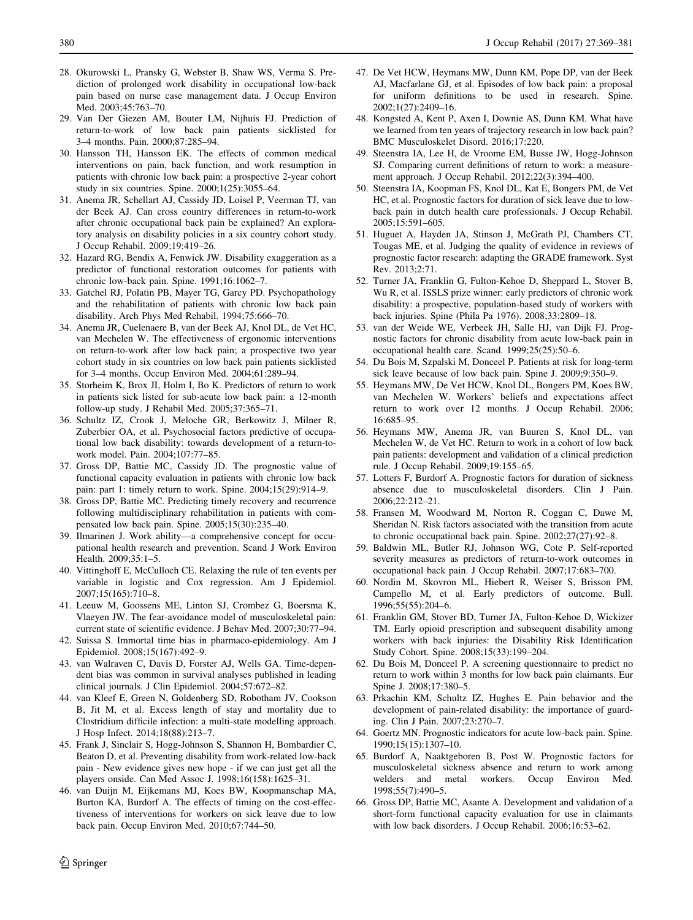28. Okurowski L, Pransky G, Webster B, Shaw WS, Verma S. Prediction of prolonged work disability in occupational low-back pain based on nurse case management data. J Occup Environ Med. 2003;45:763–70.
29. Van Der Giezen AM, Bouter LM, Nijhuis FJ. Prediction of return-to-work of low back pain patients sicklisted for 3–4 months. Pain. 2000;87:285–94.
30. Hansson TH, Hansson EK. The effects of common medical interventions on pain, back function, and work resumption in patients with chronic low back pain: a prospective 2-year cohort study in six countries. Spine. 2000;1(25):3055–64.
31. Anema JR, Schellart AJ, Cassidy JD, Loisel P, Veerman TJ, van der Beek AJ. Can cross country differences in return-to-work after chronic occupational back pain be explained? An exploratory analysis on disability policies in a six country cohort study. J Occup Rehabil. 2009;19:419–26.
32. Hazard RG, Bendix A, Fenwick JW. Disability exaggeration as a predictor of functional restoration outcomes for patients with chronic low-back pain. Spine. 1991;16:1062–7.
33. Gatchel RJ, Polatin PB, Mayer TG, Garcy PD. Psychopathology and the rehabilitation of patients with chronic low back pain disability. Arch Phys Med Rehabil. 1994;75:666–70.
34. Anema JR, Cuelenaere B, van der Beek AJ, Knol DL, de Vet HC, van Mechelen W. The effectiveness of ergonomic interventions on return-to-work after low back pain; a prospective two year cohort study in six countries on low back pain patients sicklisted for 3–4 months. Occup Environ Med. 2004;61:289–94.
35. Storheim K, Brox JI, Holm I, Bo K. Predictors of return to work in patients sick listed for sub-acute low back pain: a 12-month follow-up study. J Rehabil Med. 2005;37:365–71.
36. Schultz IZ, Crook J, Meloche GR, Berkowitz J, Milner R, Zuberbier OA, et al. Psychosocial factors predictive of occupational low back disability: towards development of a return-to-work model. Pain. 2004;107:77–85.
37. Gross DP, Battie MC, Cassidy JD. The prognostic value of functional capacity evaluation in patients with chronic low back pain: part 1: timely return to work. Spine. 2004;15(29):914–9.
38. Gross DP, Battie MC. Predicting timely recovery and recurrence following multidisciplinary rehabilitation in patients with compensated low back pain. Spine. 2005;15(30):235–40.
39. Ilmarinen J. Work ability—a comprehensive concept for occupational health research and prevention. Scand J Work Environ Health. 2009;35:1–5.
40. Vittinghoff E, McCulloch CE. Relaxing the rule of ten events per variable in logistic and Cox regression. Am J Epidemiol. 2007;15(165):710–8.
41. Leeuw M, Goossens ME, Linton SJ, Crombez G, Boersma K, Vlaeyen JW. The fear-avoidance model of musculoskeletal pain: current state of scientific evidence. J Behav Med. 2007;30:77–94.
42. Suissa S. Immortal time bias in pharmaco-epidemiology. Am J Epidemiol. 2008;15(167):492–9.
43. van Walraven C, Davis D, Forster AJ, Wells GA. Time-dependent bias was common in survival analyses published in leading clinical journals. J Clin Epidemiol. 2004;57:672–82.
44. van Kleef E, Green N, Goldenberg SD, Robotham JV, Cookson B, Jit M, et al. Excess length of stay and mortality due to Clostridium difficile infection: a multi-state modelling approach. J Hosp Infect. 2014;18(88):213–7.
45. Frank J, Sinclair S, Hogg-Johnson S, Shannon H, Bombardier C, Beaton D, et al. Preventing disability from work-related low-back pain - New evidence gives new hope - if we can just get all the players onside. Can Med Assoc J. 1998;16(158):1625–31.
46. van Duijn M, Eijkemans MJ, Koes BW, Koopmanschap MA, Burton KA, Burdorf A. The effects of timing on the cost-effectiveness of interventions for workers on sick leave due to low back pain. Occup Environ Med. 2010;67:744–50.
47. De Vet HCW, Heymans MW, Dunn KM, Pope DP, van der Beek AJ, Macfarlane GJ, et al. Episodes of low back pain: a proposal for uniform definitions to be used in research. Spine. 2002;1(27):2409–16.
48. Kongsted A, Kent P, Axen I, Downie AS, Dunn KM. What have we learned from ten years of trajectory research in low back pain? BMC Musculoskelet Disord. 2016;17:220.
49. Steenstra IA, Lee H, de Vroome EM, Busse JW, Hogg-Johnson SJ. Comparing current definitions of return to work: a measurement approach. J Occup Rehabil. 2012;22(3):394–400.
50. Steenstra IA, Koopman FS, Knol DL, Kat E, Bongers PM, de Vet HC, et al. Prognostic factors for duration of sick leave due to low-back pain in dutch health care professionals. J Occup Rehabil. 2005;15:591–605.
51. Huguet A, Hayden JA, Stinson J, McGrath PJ, Chambers CT, Tougas ME, et al. Judging the quality of evidence in reviews of prognostic factor research: adapting the GRADE framework. Syst Rev. 2013;2:71.
52. Turner JA, Franklin G, Fulton-Kehoe D, Sheppard L, Stover B, Wu R, et al. ISSLS prize winner: early predictors of chronic work disability: a prospective, population-based study of workers with back injuries. Spine (Phila Pa 1976). 2008;33:2809–18.
53. van der Weide WE, Verbeek JH, Salle HJ, van Dijk FJ. Prognostic factors for chronic disability from acute low-back pain in occupational health care. Scand. 1999;25(25):50–6.
54. Du Bois M, Szpalski M, Donceel P. Patients at risk for long-term sick leave because of low back pain. Spine J. 2009;9:350–9.
55. Heymans MW, De Vet HCW, Knol DL, Bongers PM, Koes BW, van Mechelen W. Workers' beliefs and expectations affect return to work over 12 months. J Occup Rehabil. 2006; 16:685–95.
56. Heymans MW, Anema JR, van Buuren S, Knol DL, van Mechelen W, de Vet HC. Return to work in a cohort of low back pain patients: development and validation of a clinical prediction rule. J Occup Rehabil. 2009;19:155–65.
57. Lotters F, Burdorf A. Prognostic factors for duration of sickness absence due to musculoskeletal disorders. Clin J Pain. 2006;22:212–21.
58. Fransen M, Woodward M, Norton R, Coggan C, Dawe M, Sheridan N. Risk factors associated with the transition from acute to chronic occupational back pain. Spine. 2002;27(27):92–8.
59. Baldwin ML, Butler RJ, Johnson WG, Cote P. Self-reported severity measures as predictors of return-to-work outcomes in occupational back pain. J Occup Rehabil. 2007;17:683–700.
60. Nordin M, Skovron ML, Hiebert R, Weiser S, Brisson PM, Campello M, et al. Early predictors of outcome. Bull. 1996;55(55):204–6.
61. Franklin GM, Stover BD, Turner JA, Fulton-Kehoe D, Wickizer TM. Early opioid prescription and subsequent disability among workers with back injuries: the Disability Risk Identification Study Cohort. Spine. 2008;15(33):199–204.
62. Du Bois M, Donceel P. A screening questionnaire to predict no return to work within 3 months for low back pain claimants. Eur Spine J. 2008;17:380–5.
63. Prkachin KM, Schultz IZ, Hughes E. Pain behavior and the development of pain-related disability: the importance of guarding. Clin J Pain. 2007;23:270–7.
64. Goertz MN. Prognostic indicators for acute low-back pain. Spine. 1990;15(15):1307–10.
65. Burdorf A, Naaktgeboren B, Post W. Prognostic factors for musculoskeletal sickness absence and return to work among welders and metal workers. Occup Environ Med. 1998;55(7):490–5.
66. Gross DP, Battie MC, Asante A. Development and validation of a short-form functional capacity evaluation for use in claimants with low back disorders. J Occup Rehabil. 2006;16:53–62.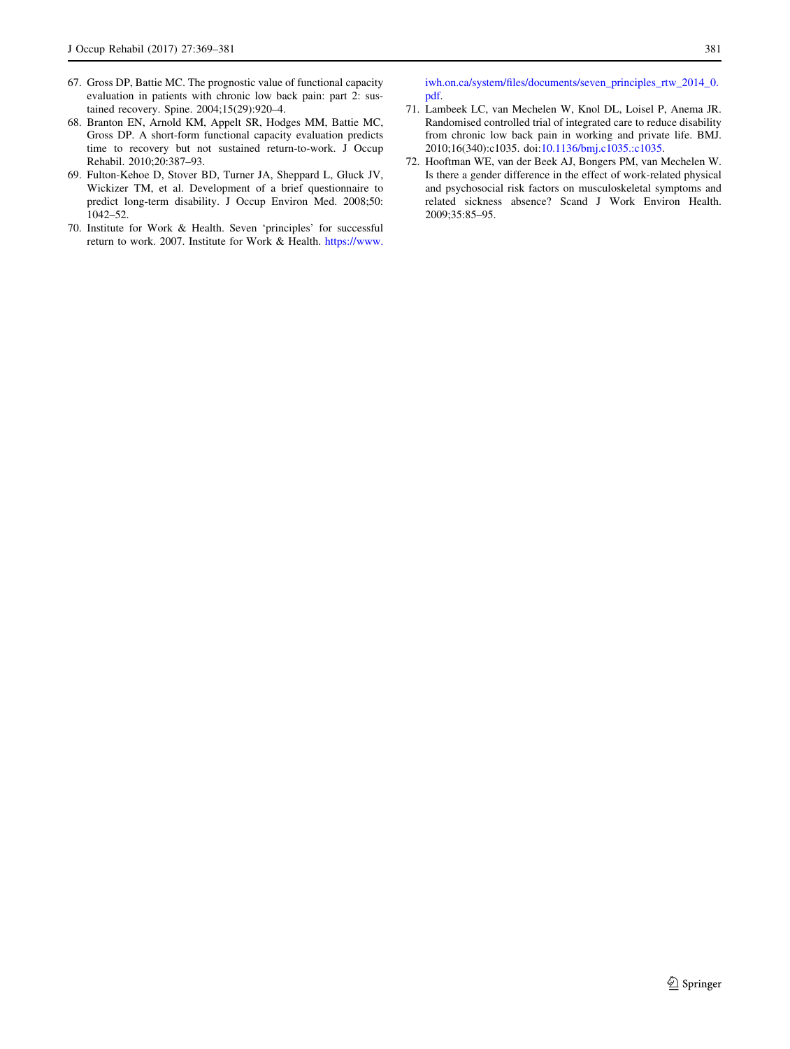67. Gross DP, Battie MC. The prognostic value of functional capacity evaluation in patients with chronic low back pain: part 2: sustained recovery. Spine. 2004;15(29):920–4.
68. Branton EN, Arnold KM, Appelt SR, Hodges MM, Battie MC, Gross DP. A short-form functional capacity evaluation predicts time to recovery but not sustained return-to-work. J Occup Rehabil. 2010;20:387–93.
69. Fulton-Kehoe D, Stover BD, Turner JA, Sheppard L, Gluck JV, Wickizer TM, et al. Development of a brief questionnaire to predict long-term disability. J Occup Environ Med. 2008;50:1042–52.
70. Institute for Work & Health. Seven 'principles' for successful return to work. 2007. Institute for Work & Health. https://www.iwh.on.ca/system/files/documents/seven_principles_rtw_2014_0.pdf.
71. Lambeek LC, van Mechelen W, Knol DL, Loisel P, Anema JR. Randomised controlled trial of integrated care to reduce disability from chronic low back pain in working and private life. BMJ. 2010;16(340):c1035. doi:10.1136/bmj.c1035.:c1035.
72. Hooftman WE, van der Beek AJ, Bongers PM, van Mechelen W. Is there a gender difference in the effect of work-related physical and psychosocial risk factors on musculoskeletal symptoms and related sickness absence? Scand J Work Environ Health. 2009;35:85–95.